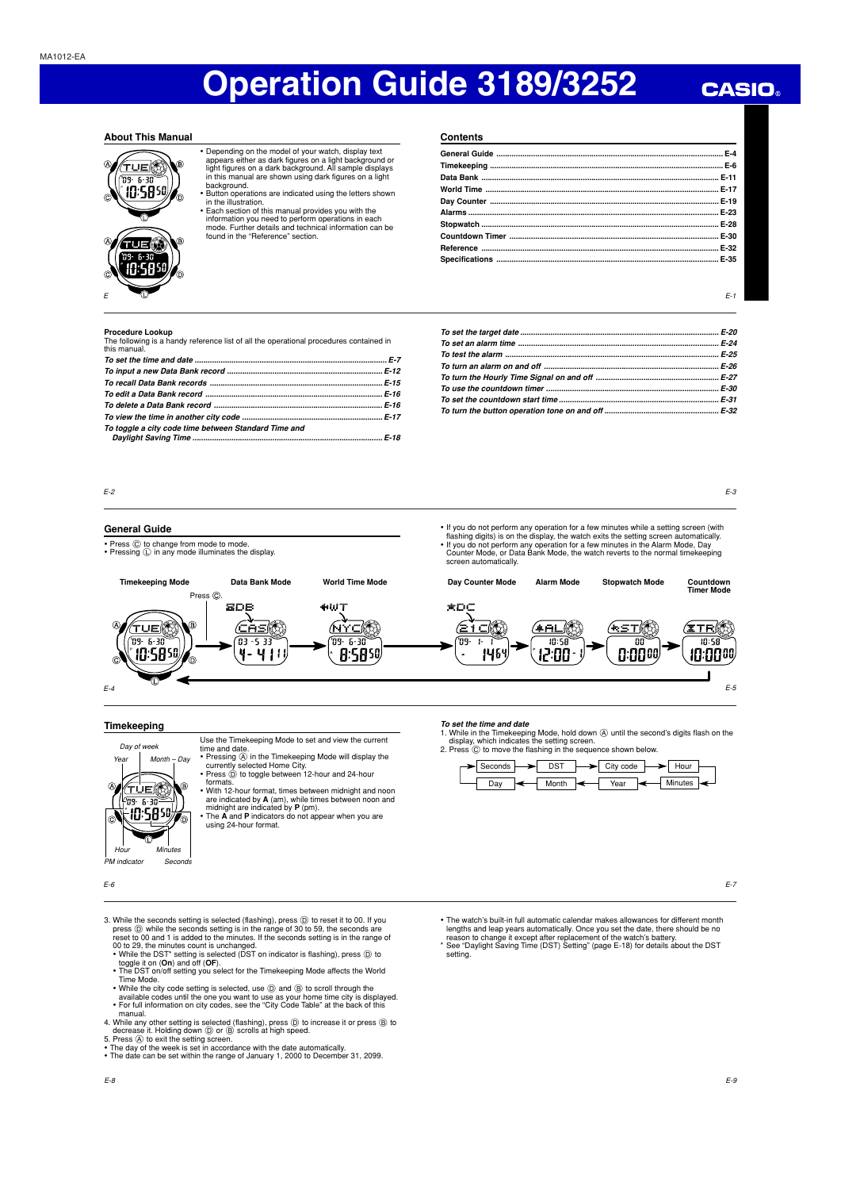MA1012-EA

# Operation Guide 3189/3252

CASIO

## About This Manual

- Depending on the model of your watch, display text appears either as dark figures on a light background or light figures on a dark background. All sample displays in this manual are shown using dark figures on a light background.
- Button operations are indicated using the letters shown in the illustration.
- Each section of this manual provides you with the information you need to perform operations in each mode. Further details and technical information can be found in the "Reference" section.

## Contents

| | |
|---|---|
| General Guide | E-4 |
| Timekeeping | E-6 |
| Data Bank | E-11 |
| World Time | E-17 |
| Day Counter | E-19 |
| Alarms | E-23 |
| Stopwatch | E-28 |
| Countdown Timer | E-30 |
| Reference | E-32 |
| Specifications | E-35 |

### Procedure Lookup

The following is a handy reference list of all the operational procedures contained in this manual.

| | |
|---|---|
| *To set the time and date* | *E-7* |
| *To input a new Data Bank record* | *E-12* |
| *To recall Data Bank records* | *E-15* |
| *To edit a Data Bank record* | *E-16* |
| *To delete a Data Bank record* | *E-16* |
| *To view the time in another city code* | *E-17* |
| *To toggle a city code time between Standard Time and Daylight Saving Time* | *E-18* |
| *To set the target date* | *E-20* |
| *To set an alarm time* | *E-24* |
| *To test the alarm* | *E-25* |
| *To turn an alarm on and off* | *E-26* |
| *To turn the Hourly Time Signal on and off* | *E-27* |
| *To use the countdown timer* | *E-30* |
| *To set the countdown start time* | *E-31* |
| *To turn the button operation tone on and off* | *E-32* |

## General Guide

- Press Ⓒ to change from mode to mode.
- Pressing Ⓛ in any mode illuminates the display.
- If you do not perform any operation for a few minutes while a setting screen (with flashing digits) is on the display, the watch exits the setting screen automatically.
- If you do not perform any operation for a few minutes in the Alarm Mode, Day Counter Mode, or Data Bank Mode, the watch reverts to the normal timekeeping screen automatically.

Timekeeping Mode → Data Bank Mode → World Time Mode → Day Counter Mode → Alarm Mode → Stopwatch Mode → Countdown Timer Mode (Press Ⓒ.)

## Timekeeping

Use the Timekeeping Mode to set and view the current time and date.

- Pressing Ⓐ in the Timekeeping Mode will display the currently selected Home City.
- Press Ⓓ to toggle between 12-hour and 24-hour formats.
- With 12-hour format, times between midnight and noon are indicated by **A** (am), while times between noon and midnight are indicated by **P** (pm).
- The **A** and **P** indicators do not appear when you are using 24-hour format.

*To set the time and date*

1. While in the Timekeeping Mode, hold down Ⓐ until the second's digits flash on the display, which indicates the setting screen.
2. Press Ⓒ to move the flashing in the sequence shown below.

Seconds → DST → City code → Hour → Minutes → Year → Month → Day → (Seconds)

3. While the seconds setting is selected (flashing), press Ⓓ to reset it to 00. If you press Ⓓ while the seconds setting is in the range of 30 to 59, the seconds are reset to 00 and 1 is added to the minutes. If the seconds setting is in the range of 00 to 29, the minutes count is unchanged.
   - While the DST* setting is selected (DST on indicator is flashing), press Ⓓ to toggle it on (**On**) and off (**OF**).
   - The DST on/off setting you select for the Timekeeping Mode affects the World Time Mode.
   - While the city code setting is selected, use Ⓓ and Ⓑ to scroll through the available codes until the one you want to use as your home city is displayed.
   - For full information on city codes, see the "City Code Table" at the back of this manual.
4. While any other setting is selected (flashing), press Ⓓ to increase it or press Ⓑ to decrease it. Holding down Ⓓ or Ⓑ scrolls at high speed.
5. Press Ⓐ to exit the setting screen.

- The day of the week is set in accordance with the date automatically.
- The date can be set within the range of January 1, 2000 to December 31, 2099.
- The watch's built-in full automatic calendar makes allowances for different month lengths and leap years automatically. Once you set the date, there should be no reason to change it except after replacement of the watch's battery.

\* See "Daylight Saving Time (DST) Setting" (page E-18) for details about the DST setting.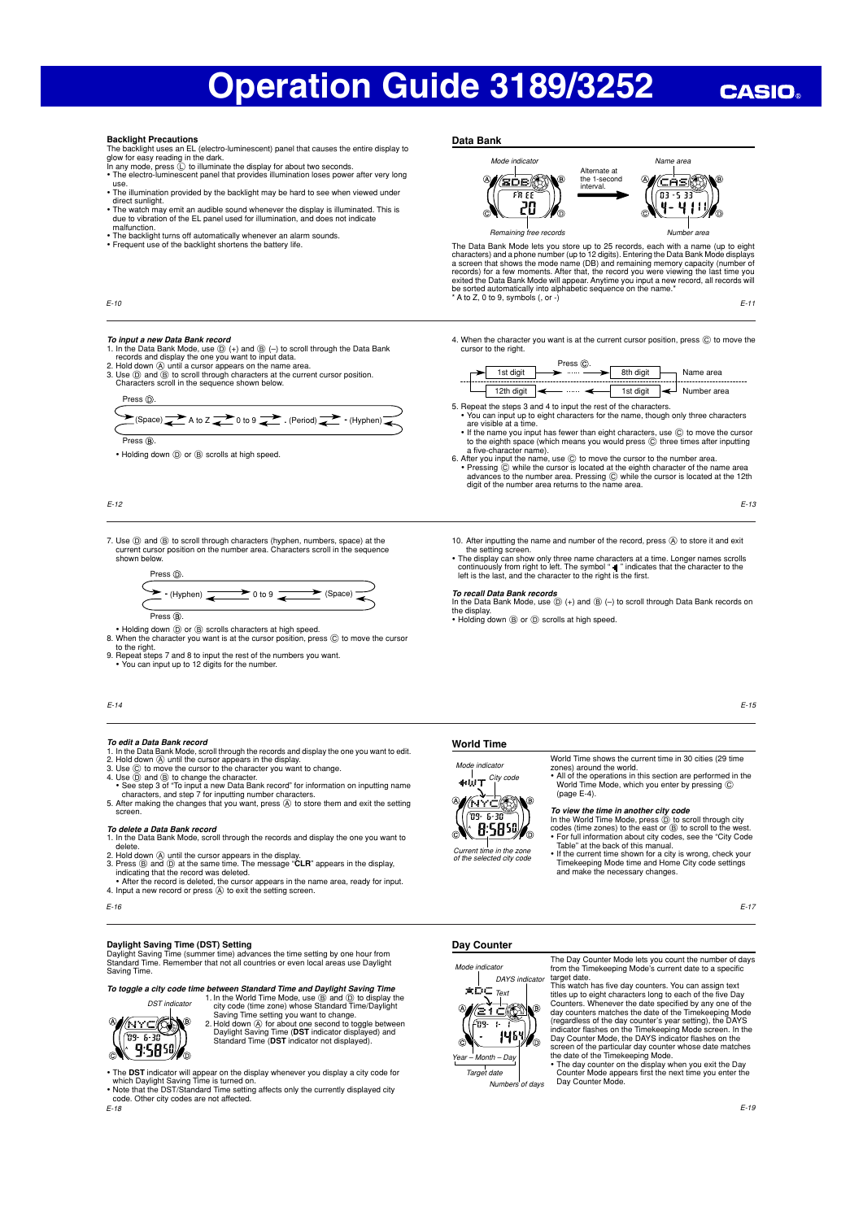# Operation Guide 3189/3252

### Backlight Precautions

The backlight uses an EL (electro-luminescent) panel that causes the entire display to glow for easy reading in the dark.

In any mode, press Ⓛ to illuminate the display for about two seconds.

- The electro-luminescent panel that provides illumination loses power after very long use.
- The illumination provided by the backlight may be hard to see when viewed under direct sunlight.
- The watch may emit an audible sound whenever the display is illuminated. This is due to vibration of the EL panel used for illumination, and does not indicate malfunction.
- The backlight turns off automatically whenever an alarm sounds.
- Frequent use of the backlight shortens the battery life.

## Data Bank

Mode indicator — Alternate at the 1-second interval. — Name area

Remaining free records — Number area

The Data Bank Mode lets you store up to 25 records, each with a name (up to eight characters) and a phone number (up to 12 digits). Entering the Data Bank Mode displays a screen that shows the mode name (DB) and remaining memory capacity (number of records) for a few moments. After that, the record you were viewing the last time you exited the Data Bank Mode will appear. Anytime you input a new record, all records will be sorted automatically into alphabetic sequence on the name.*

\* A to Z, 0 to 9, symbols (, or -)

#### *To input a new Data Bank record*

1. In the Data Bank Mode, use Ⓓ (+) and Ⓑ (–) to scroll through the Data Bank records and display the one you want to input data.
2. Hold down Ⓐ until a cursor appears on the name area.
3. Use Ⓓ and Ⓑ to scroll through characters at the current cursor position. Characters scroll in the sequence shown below.

Press Ⓓ.

(Space) ⇄ A to Z ⇄ 0 to 9 ⇄ . (Period) ⇄ - (Hyphen)

Press Ⓑ.

- Holding down Ⓓ or Ⓑ scrolls at high speed.

4. When the character you want is at the current cursor position, press Ⓒ to move the cursor to the right.

Press Ⓒ.

1st digit → ...... → 8th digit — Name area

12th digit ← ...... ← 1st digit — Number area

5. Repeat the steps 3 and 4 to input the rest of the characters.
   - You can input up to eight characters for the name, though only three characters are visible at a time.
   - If the name you input has fewer than eight characters, use Ⓒ to move the cursor to the eighth space (which means you would press Ⓒ three times after inputting a five-character name).
6. After you input the name, use Ⓒ to move the cursor to the number area.
   - Pressing Ⓒ while the cursor is located at the eighth character of the name area advances to the number area. Pressing Ⓒ while the cursor is located at the 12th digit of the number area returns to the name area.
7. Use Ⓓ and Ⓑ to scroll through characters (hyphen, numbers, space) at the current cursor position on the number area. Characters scroll in the sequence shown below.

Press Ⓓ.

- (Hyphen) ⇄ 0 to 9 ⇄ (Space)

Press Ⓑ.

   - Holding down Ⓓ or Ⓑ scrolls characters at high speed.
8. When the character you want is at the cursor position, press Ⓒ to move the cursor to the right.
9. Repeat steps 7 and 8 to input the rest of the numbers you want.
   - You can input up to 12 digits for the number.
10. After inputting the name and number of the record, press Ⓐ to store it and exit the setting screen.

- The display can show only three name characters at a time. Longer names scrolls continuously from right to left. The symbol "◄ " indicates that the character to the right is the last, and the character to the right is the first.

#### *To recall Data Bank records*

In the Data Bank Mode, use Ⓓ (+) and Ⓑ (–) to scroll through Data Bank records on the display.

- Holding down Ⓑ or Ⓓ scrolls at high speed.

#### *To edit a Data Bank record*

1. In the Data Bank Mode, scroll through the records and display the one you want to edit.
2. Hold down Ⓐ until the cursor appears in the display.
3. Use Ⓒ to move the cursor to the character you want to change.
4. Use Ⓓ and Ⓑ to change the character.
   - See step 3 of "To input a new Data Bank record" for information on inputting name characters, and step 7 for inputting number characters.
5. After making the changes that you want, press Ⓐ to store them and exit the setting screen.

#### *To delete a Data Bank record*

1. In the Data Bank Mode, scroll through the records and display the one you want to delete.
2. Hold down Ⓐ until the cursor appears in the display.
3. Press Ⓑ and Ⓓ at the same time. The message "**CLR**" appears in the display, indicating that the record was deleted.
   - After the record is deleted, the cursor appears in the name area, ready for input.
4. Input a new record or press Ⓐ to exit the setting screen.

## World Time

Mode indicator — City code

Current time in the zone of the selected city code

World Time shows the current time in 30 cities (29 time zones) around the world.

- All of the operations in this section are performed in the World Time Mode, which you enter by pressing Ⓒ (page E-4).

#### *To view the time in another city code*

In the World Time Mode, press Ⓓ to scroll through city codes (time zones) to the east or Ⓑ to scroll to the west.

- For full information about city codes, see the "City Code Table" at the back of this manual.
- If the current time shown for a city is wrong, check your Timekeeping Mode time and Home City code settings and make the necessary changes.

### Daylight Saving Time (DST) Setting

Daylight Saving Time (summer time) advances the time setting by one hour from Standard Time. Remember that not all countries or even local areas use Daylight Saving Time.

#### *To toggle a city code time between Standard Time and Daylight Saving Time*

DST indicator

1. In the World Time Mode, use Ⓑ and Ⓓ to display the city code (time zone) whose Standard Time/Daylight Saving Time setting you want to change.
2. Hold down Ⓐ for about one second to toggle between Daylight Saving Time (**DST** indicator displayed) and Standard Time (**DST** indicator not displayed).

- The **DST** indicator will appear on the display whenever you display a city code for which Daylight Saving Time is turned on.
- Note that the DST/Standard Time setting affects only the currently displayed city code. Other city codes are not affected.

## Day Counter

Mode indicator — DAYS indicator — Text

Year – Month – Day — Target date — Numbers of days

The Day Counter Mode lets you count the number of days from the Timekeeping Mode's current date to a specific target date.

This watch has five day counters. You can assign text titles up to eight characters long to each of the five Day Counters. Whenever the date specified by any one of the day counters matches the date of the Timekeeping Mode (regardless of the day counter's year setting), the DAYS indicator flashes on the Timekeeping Mode screen. In the Day Counter Mode, the DAYS indicator flashes on the screen of the particular day counter whose date matches the date of the Timekeeping Mode.

- The day counter on the display when you exit the Day Counter Mode appears first the next time you enter the Day Counter Mode.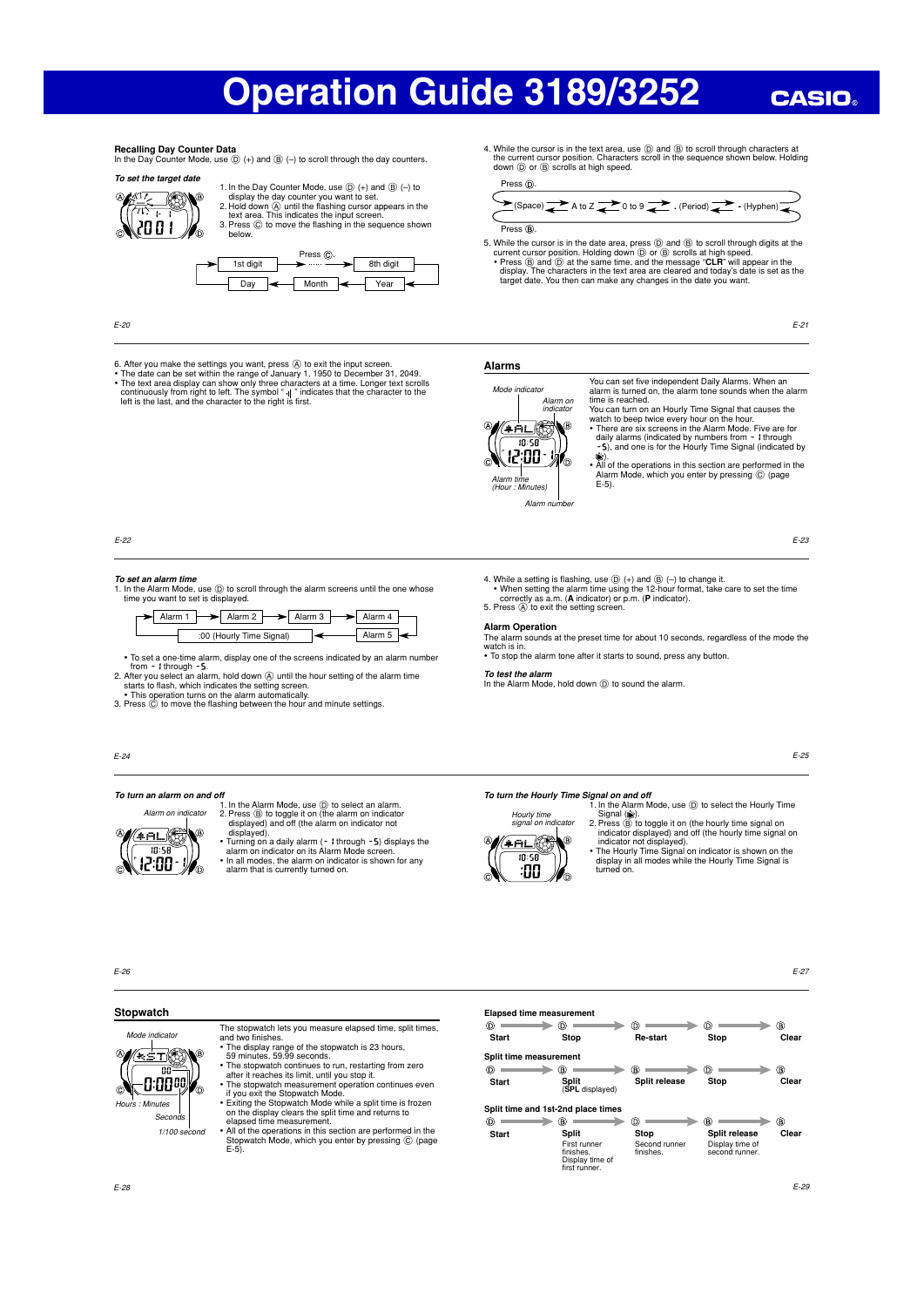# Operation Guide 3189/3252

CASIO

### Recalling Day Counter Data

In the Day Counter Mode, use Ⓓ (+) and Ⓑ (–) to scroll through the day counters.

*To set the target date*

1. In the Day Counter Mode, use Ⓓ (+) and Ⓑ (–) to display the day counter you want to set.
2. Hold down Ⓐ until the flashing cursor appears in the text area. This indicates the input screen.
3. Press Ⓒ to move the flashing in the sequence shown below.

Press Ⓒ.
1st digit → ...... → 8th digit → Year → Month → Day → 1st digit

4. While the cursor is in the text area, use Ⓓ and Ⓑ to scroll through characters at the current cursor position. Characters scroll in the sequence shown below. Holding down Ⓓ or Ⓑ scrolls at high speed.

Press Ⓓ.
(Space) ⇄ A to Z ⇄ 0 to 9 ⇄ . (Period) ⇄ - (Hyphen) ⇄ (Space)
Press Ⓑ.

5. While the cursor is in the date area, press Ⓓ and Ⓑ to scroll through digits at the current cursor position. Holding down Ⓓ or Ⓑ scrolls at high speed.
   - Press Ⓑ and Ⓓ at the same time, and the message "**CLR**" will appear in the display. The characters in the text area are cleared and today's date is set as the target date. You then can make any changes in the date you want.

6. After you make the settings you want, press Ⓐ to exit the input screen.

- The date can be set within the range of January 1, 1950 to December 31, 2049.
- The text area display can show only three characters at a time. Longer text scrolls continuously from right to left. The symbol "▖▌" indicates that the character to the left is the last, and the character to the right is first.

## Alarms

You can set five independent Daily Alarms. When an alarm is turned on, the alarm tone sounds when the alarm time is reached.

You can turn on an Hourly Time Signal that causes the watch to beep twice every hour on the hour.

- There are six screens in the Alarm Mode. Five are for daily alarms (indicated by numbers from **-1** through **-5**), and one is for the Hourly Time Signal (indicated by 🔔).
- All of the operations in this section are performed in the Alarm Mode, which you enter by pressing Ⓒ (page E-5).

Mode indicator; Alarm on indicator; Alarm time (Hour : Minutes); Alarm number

*To set an alarm time*

1. In the Alarm Mode, use Ⓓ to scroll through the alarm screens until the one whose time you want to set is displayed.

Alarm 1 → Alarm 2 → Alarm 3 → Alarm 4 → Alarm 5 → :00 (Hourly Time Signal) → Alarm 1

- To set a one-time alarm, display one of the screens indicated by an alarm number from **-1** through **-5**.

2. After you select an alarm, hold down Ⓐ until the hour setting of the alarm time starts to flash, which indicates the setting screen.
   - This operation turns on the alarm automatically.
3. Press Ⓒ to move the flashing between the hour and minute settings.
4. While a setting is flashing, use Ⓓ (+) and Ⓑ (–) to change it.
   - When setting the alarm time using the 12-hour format, take care to set the time correctly as a.m. (**A** indicator) or p.m. (**P** indicator).
5. Press Ⓐ to exit the setting screen.

### Alarm Operation

The alarm sounds at the preset time for about 10 seconds, regardless of the mode the watch is in.

- To stop the alarm tone after it starts to sound, press any button.

*To test the alarm*

In the Alarm Mode, hold down Ⓓ to sound the alarm.

*To turn an alarm on and off*

1. In the Alarm Mode, use Ⓓ to select an alarm.
2. Press Ⓑ to toggle it on (the alarm on indicator displayed) and off (the alarm on indicator not displayed).
   - Turning on a daily alarm (**-1** through **-5**) displays the alarm on indicator on its Alarm Mode screen.
   - In all modes, the alarm on indicator is shown for any alarm that is currently turned on.

Alarm on indicator

*To turn the Hourly Time Signal on and off*

1. In the Alarm Mode, use Ⓓ to select the Hourly Time Signal (🔔).
2. Press Ⓑ to toggle it on (the hourly time signal on indicator displayed) and off (the hourly time signal on indicator not displayed).
   - The Hourly Time Signal on indicator is shown on the display in all modes while the Hourly Time Signal is turned on.

Hourly time signal on indicator

## Stopwatch

The stopwatch lets you measure elapsed time, split times, and two finishes.

- The display range of the stopwatch is 23 hours, 59 minutes, 59.99 seconds.
- The stopwatch continues to run, restarting from zero after it reaches its limit, until you stop it.
- The stopwatch measurement operation continues even if you exit the Stopwatch Mode.
- Exiting the Stopwatch Mode while a split time is frozen on the display clears the split time and returns to elapsed time measurement.
- All of the operations in this section are performed in the Stopwatch Mode, which you enter by pressing Ⓒ (page E-5).

Mode indicator; Hours : Minutes; Seconds; 1/100 second

**Elapsed time measurement**

Ⓓ **Start** → Ⓓ **Stop** → Ⓓ **Re-start** → Ⓓ **Stop** → Ⓑ **Clear**

**Split time measurement**

Ⓓ **Start** → Ⓑ **Split** (**SPL** displayed) → Ⓑ **Split release** → Ⓓ **Stop** → Ⓑ **Clear**

**Split time and 1st-2nd place times**

Ⓓ **Start** → Ⓑ **Split** (First runner finishes. Display time of first runner.) → Ⓓ **Stop** (Second runner finishes.) → Ⓑ **Split release** (Display time of second runner.) → Ⓑ **Clear**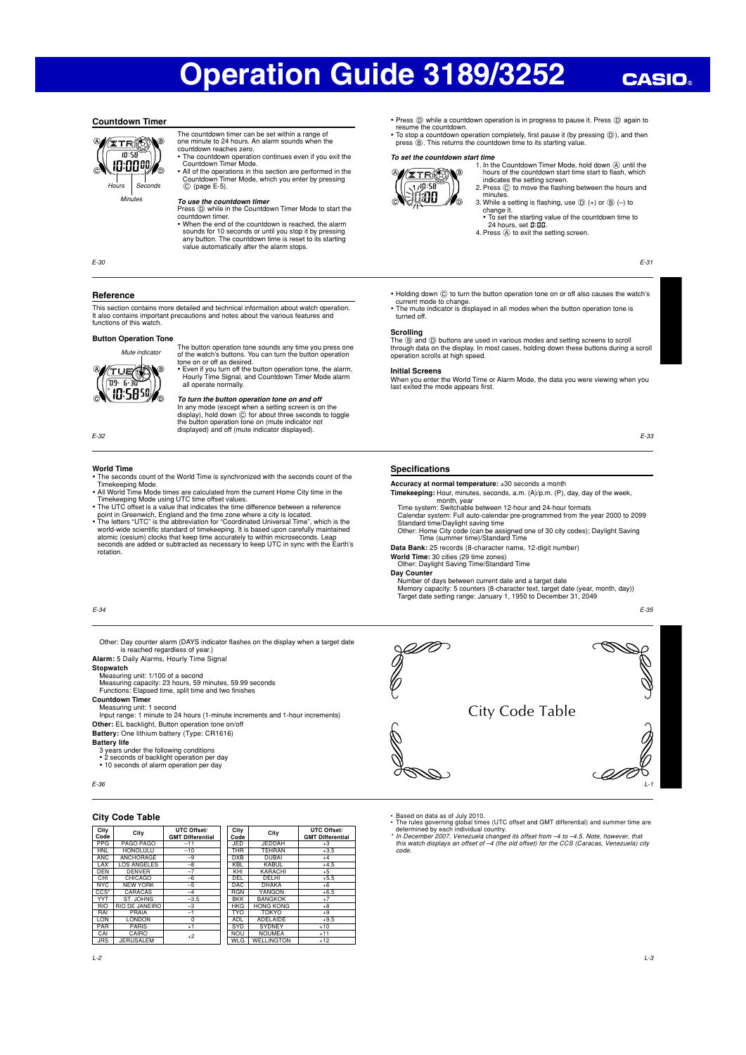# Operation Guide 3189/3252

## Countdown Timer

Hours Seconds Minutes

The countdown timer can be set within a range of one minute to 24 hours. An alarm sounds when the countdown reaches zero.

- The countdown operation continues even if you exit the Countdown Timer Mode.
- All of the operations in this section are performed in the Countdown Timer Mode, which you enter by pressing Ⓒ (page E-5).

### *To use the countdown timer*

Press Ⓓ while in the Countdown Timer Mode to start the countdown timer.

- When the end of the countdown is reached, the alarm sounds for 10 seconds or until you stop it by pressing any button. The countdown time is reset to its starting value automatically after the alarm stops.
- Press Ⓓ while a countdown operation is in progress to pause it. Press Ⓓ again to resume the countdown.
- To stop a countdown operation completely, first pause it (by pressing Ⓓ), and then press Ⓑ. This returns the countdown time to its starting value.

### *To set the countdown start time*

1. In the Countdown Timer Mode, hold down Ⓐ until the hours of the countdown start time start to flash, which indicates the setting screen.
2. Press Ⓒ to move the flashing between the hours and minutes.
3. While a setting is flashing, use Ⓓ (+) or Ⓑ (–) to change it.
   - To set the starting value of the countdown time to 24 hours, set 0:00.
4. Press Ⓐ to exit the setting screen.

## Reference

This section contains more detailed and technical information about watch operation. It also contains important precautions and notes about the various features and functions of this watch.

### Button Operation Tone

Mute indicator

The button operation tone sounds any time you press one of the watch's buttons. You can turn the button operation tone on or off as desired.

- Even if you turn off the button operation tone, the alarm, Hourly Time Signal, and Countdown Timer Mode alarm all operate normally.

#### *To turn the button operation tone on and off*

In any mode (except when a setting screen is on the display), hold down Ⓒ for about three seconds to toggle the button operation tone on (mute indicator not displayed) and off (mute indicator displayed).

- Holding down Ⓒ to turn the button operation tone on or off also causes the watch's current mode to change.
- The mute indicator is displayed in all modes when the button operation tone is turned off.

### Scrolling

The Ⓑ and Ⓓ buttons are used in various modes and setting screens to scroll through data on the display. In most cases, holding down these buttons during a scroll operation scrolls at high speed.

### Initial Screens

When you enter the World Time or Alarm Mode, the data you were viewing when you last exited the mode appears first.

### World Time

- The seconds count of the World Time is synchronized with the seconds count of the Timekeeping Mode.
- All World Time Mode times are calculated from the current Home City time in the Timekeeping Mode using UTC time offset values.
- The UTC offset is a value that indicates the time difference between a reference point in Greenwich, England and the time zone where a city is located.
- The letters "UTC" is the abbreviation for "Coordinated Universal Time", which is the world-wide scientific standard of timekeeping. It is based upon carefully maintained atomic (cesium) clocks that keep time accurately to within microseconds. Leap seconds are added or subtracted as necessary to keep UTC in sync with the Earth's rotation.

## Specifications

**Accuracy at normal temperature:** ±30 seconds a month

**Timekeeping:** Hour, minutes, seconds, a.m. (A)/p.m. (P), day, day of the week, month, year

Time system: Switchable between 12-hour and 24-hour formats

Calendar system: Full auto-calendar pre-programmed from the year 2000 to 2099

Standard time/Daylight saving time

Other: Home City code (can be assigned one of 30 city codes); Daylight Saving Time (summer time)/Standard Time

**Data Bank:** 25 records (8-character name, 12-digit number)

**World Time:** 30 cities (29 time zones)

Other: Daylight Saving Time/Standard Time

**Day Counter**

Number of days between current date and a target date

Memory capacity: 5 counters (8-character text, target date (year, month, day))

Target date setting range: January 1, 1950 to December 31, 2049

Other: Day counter alarm (DAYS indicator flashes on the display when a target date is reached regardless of year.)

**Alarm:** 5 Daily Alarms, Hourly Time Signal

**Stopwatch**

Measuring unit: 1/100 of a second

Measuring capacity: 23 hours, 59 minutes, 59.99 seconds

Functions: Elapsed time, split time and two finishes

**Countdown Timer**

Measuring unit: 1 second

Input range: 1 minute to 24 hours (1-minute increments and 1-hour increments)

**Other:** EL backlight, Button operation tone on/off

**Battery:** One lithium battery (Type: CR1616)

**Battery life**

3 years under the following conditions

- 2 seconds of backlight operation per day
- 10 seconds of alarm operation per day

City Code Table

## City Code Table

| City Code | City | UTC Offset/ GMT Differential |
|---|---|---|
| PPG | PAGO PAGO | –11 |
| HNL | HONOLULU | –10 |
| ANC | ANCHORAGE | –9 |
| LAX | LOS ANGELES | –8 |
| DEN | DENVER | –7 |
| CHI | CHICAGO | –6 |
| NYC | NEW YORK | –5 |
| CCS* | CARACAS | –4 |
| YYT | ST. JOHNS | –3.5 |
| RIO | RIO DE JANEIRO | –3 |
| RAI | PRAIA | –1 |
| LON | LONDON | 0 |
| PAR | PARIS | +1 |
| CAI | CAIRO | +2 |
| JRS | JERUSALEM | +2 |

| City Code | City | UTC Offset/ GMT Differential |
|---|---|---|
| JED | JEDDAH | +3 |
| THR | TEHRAN | +3.5 |
| DXB | DUBAI | +4 |
| KBL | KABUL | +4.5 |
| KHI | KARACHI | +5 |
| DEL | DELHI | +5.5 |
| DAC | DHAKA | +6 |
| RGN | YANGON | +6.5 |
| BKK | BANGKOK | +7 |
| HKG | HONG KONG | +8 |
| TYO | TOKYO | +9 |
| ADL | ADELAIDE | +9.5 |
| SYD | SYDNEY | +10 |
| NOU | NOUMEA | +11 |
| WLG | WELLINGTON | +12 |

- Based on data as of July 2010.
- The rules governing global times (UTC offset and GMT differential) and summer time are determined by each individual country.

\* *In December 2007, Venezuela changed its offset from –4 to –4.5. Note, however, that this watch displays an offset of –4 (the old offset) for the CCS (Caracas, Venezuela) city code.*